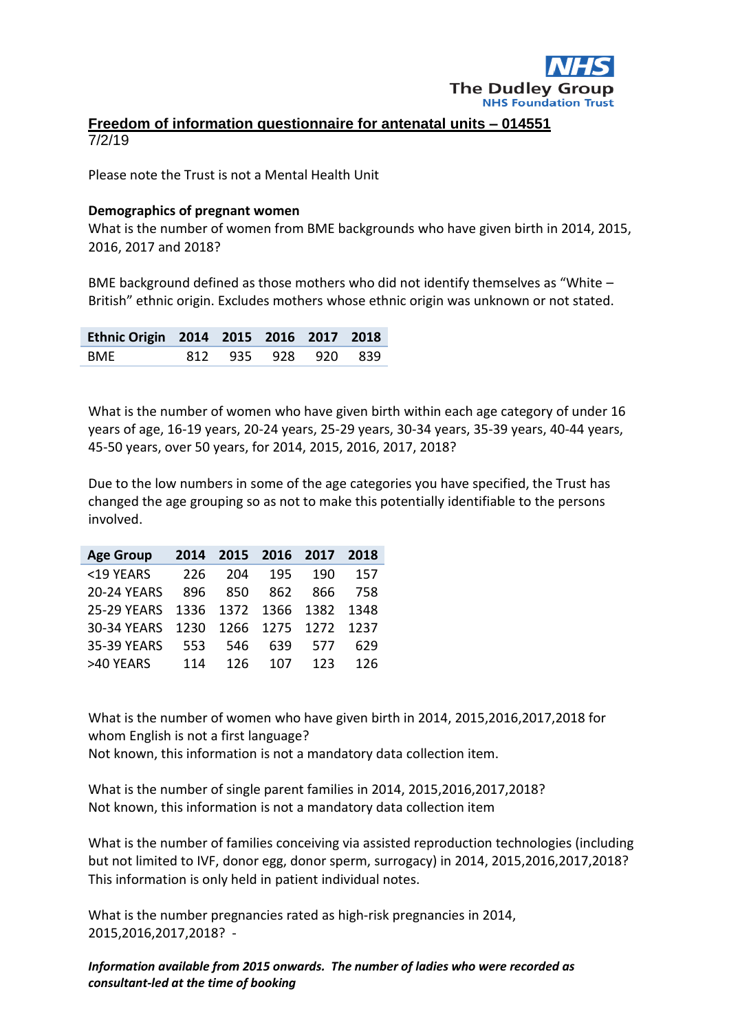NHS
The Dudley Group
NHS Foundation Trust

# Freedom of information questionnaire for antenatal units – 014551

7/2/19

Please note the Trust is not a Mental Health Unit

**Demographics of pregnant women**

What is the number of women from BME backgrounds who have given birth in 2014, 2015, 2016, 2017 and 2018?

BME background defined as those mothers who did not identify themselves as "White – British" ethnic origin. Excludes mothers whose ethnic origin was unknown or not stated.

| Ethnic Origin | 2014 | 2015 | 2016 | 2017 | 2018 |
|---|---|---|---|---|---|
| BME | 812 | 935 | 928 | 920 | 839 |

What is the number of women who have given birth within each age category of under 16 years of age, 16-19 years, 20-24 years, 25-29 years, 30-34 years, 35-39 years, 40-44 years, 45-50 years, over 50 years, for 2014, 2015, 2016, 2017, 2018?

Due to the low numbers in some of the age categories you have specified, the Trust has changed the age grouping so as not to make this potentially identifiable to the persons involved.

| Age Group | 2014 | 2015 | 2016 | 2017 | 2018 |
|---|---|---|---|---|---|
| <19 YEARS | 226 | 204 | 195 | 190 | 157 |
| 20-24 YEARS | 896 | 850 | 862 | 866 | 758 |
| 25-29 YEARS | 1336 | 1372 | 1366 | 1382 | 1348 |
| 30-34 YEARS | 1230 | 1266 | 1275 | 1272 | 1237 |
| 35-39 YEARS | 553 | 546 | 639 | 577 | 629 |
| >40 YEARS | 114 | 126 | 107 | 123 | 126 |

What is the number of women who have given birth in 2014, 2015,2016,2017,2018 for whom English is not a first language?
Not known, this information is not a mandatory data collection item.

What is the number of single parent families in 2014, 2015,2016,2017,2018?
Not known, this information is not a mandatory data collection item

What is the number of families conceiving via assisted reproduction technologies (including but not limited to IVF, donor egg, donor sperm, surrogacy) in 2014, 2015,2016,2017,2018?
This information is only held in patient individual notes.

What is the number pregnancies rated as high-risk pregnancies in 2014, 2015,2016,2017,2018? -

***Information available from 2015 onwards. The number of ladies who were recorded as consultant-led at the time of booking***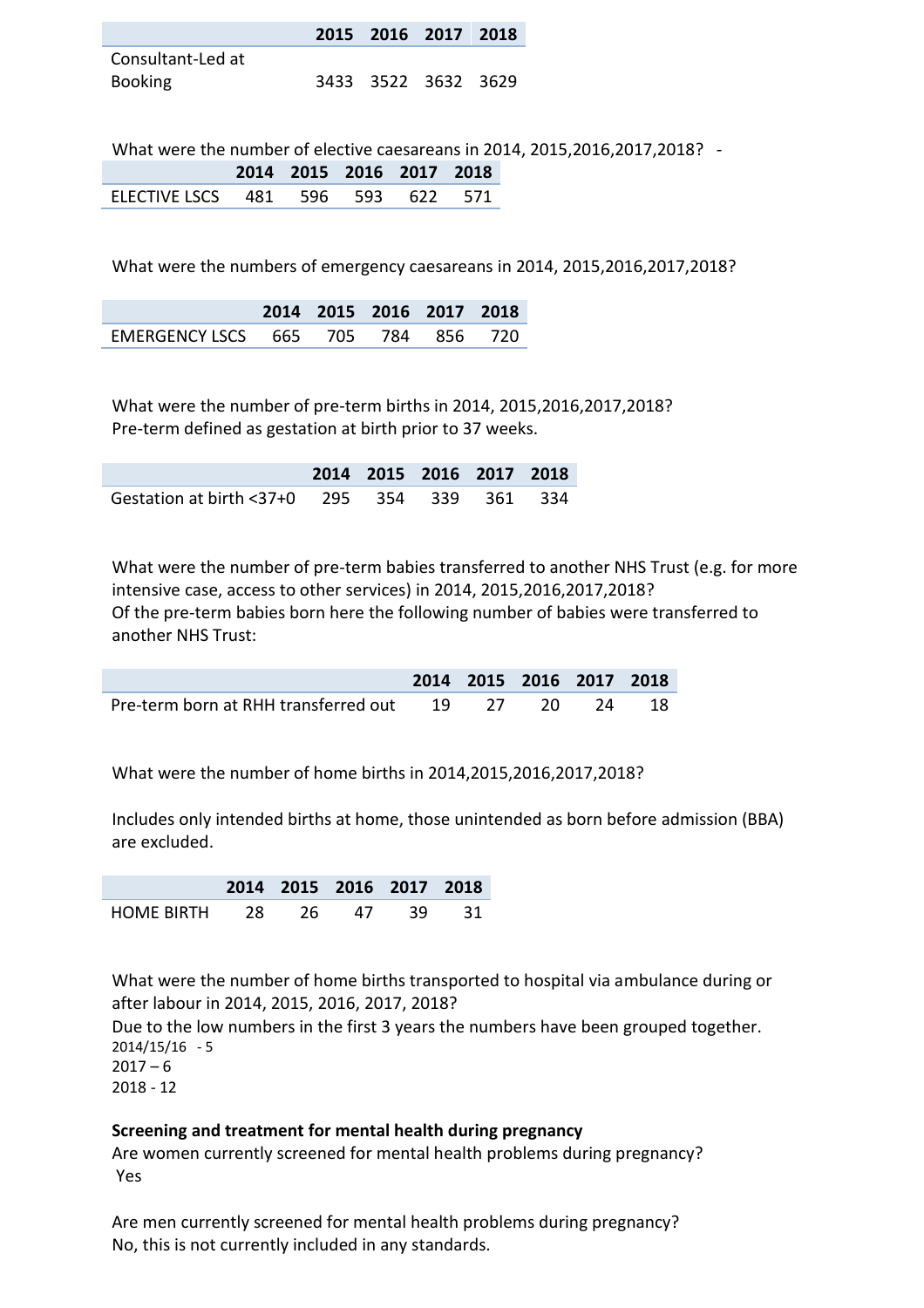| | 2015 | 2016 | 2017 | 2018 |
|---|---|---|---|---|
| Consultant-Led at Booking | 3433 | 3522 | 3632 | 3629 |

What were the number of elective caesareans in 2014, 2015,2016,2017,2018? -

| | 2014 | 2015 | 2016 | 2017 | 2018 |
|---|---|---|---|---|---|
| ELECTIVE LSCS | 481 | 596 | 593 | 622 | 571 |

What were the numbers of emergency caesareans in 2014, 2015,2016,2017,2018?

| | 2014 | 2015 | 2016 | 2017 | 2018 |
|---|---|---|---|---|---|
| EMERGENCY LSCS | 665 | 705 | 784 | 856 | 720 |

What were the number of pre-term births in 2014, 2015,2016,2017,2018?
Pre-term defined as gestation at birth prior to 37 weeks.

| | 2014 | 2015 | 2016 | 2017 | 2018 |
|---|---|---|---|---|---|
| Gestation at birth <37+0 | 295 | 354 | 339 | 361 | 334 |

What were the number of pre-term babies transferred to another NHS Trust (e.g. for more intensive case, access to other services) in 2014, 2015,2016,2017,2018?
Of the pre-term babies born here the following number of babies were transferred to another NHS Trust:

| | 2014 | 2015 | 2016 | 2017 | 2018 |
|---|---|---|---|---|---|
| Pre-term born at RHH transferred out | 19 | 27 | 20 | 24 | 18 |

What were the number of home births in 2014,2015,2016,2017,2018?

Includes only intended births at home, those unintended as born before admission (BBA) are excluded.

| | 2014 | 2015 | 2016 | 2017 | 2018 |
|---|---|---|---|---|---|
| HOME BIRTH | 28 | 26 | 47 | 39 | 31 |

What were the number of home births transported to hospital via ambulance during or after labour in 2014, 2015, 2016, 2017, 2018?
Due to the low numbers in the first 3 years the numbers have been grouped together.
2014/15/16 - 5
2017 – 6
2018 - 12

**Screening and treatment for mental health during pregnancy**
Are women currently screened for mental health problems during pregnancy?
Yes

Are men currently screened for mental health problems during pregnancy?
No, this is not currently included in any standards.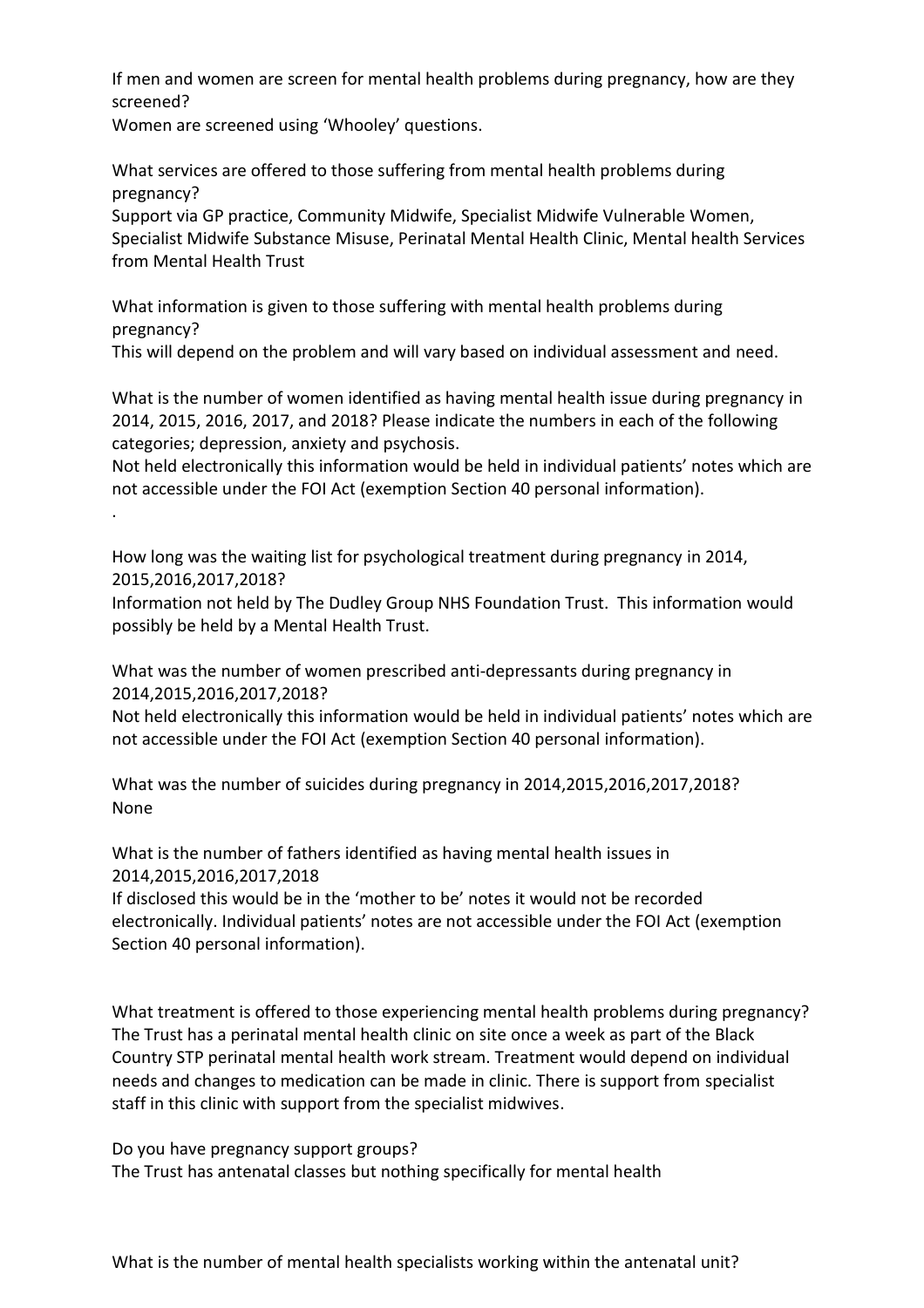If men and women are screen for mental health problems during pregnancy, how are they screened?
Women are screened using 'Whooley' questions.

What services are offered to those suffering from mental health problems during pregnancy?
Support via GP practice, Community Midwife, Specialist Midwife Vulnerable Women, Specialist Midwife Substance Misuse, Perinatal Mental Health Clinic, Mental health Services from Mental Health Trust

What information is given to those suffering with mental health problems during pregnancy?
This will depend on the problem and will vary based on individual assessment and need.

What is the number of women identified as having mental health issue during pregnancy in 2014, 2015, 2016, 2017, and 2018? Please indicate the numbers in each of the following categories; depression, anxiety and psychosis.
Not held electronically this information would be held in individual patients' notes which are not accessible under the FOI Act (exemption Section 40 personal information).
.

How long was the waiting list for psychological treatment during pregnancy in 2014, 2015,2016,2017,2018?
Information not held by The Dudley Group NHS Foundation Trust. This information would possibly be held by a Mental Health Trust.

What was the number of women prescribed anti-depressants during pregnancy in 2014,2015,2016,2017,2018?
Not held electronically this information would be held in individual patients' notes which are not accessible under the FOI Act (exemption Section 40 personal information).

What was the number of suicides during pregnancy in 2014,2015,2016,2017,2018?
None

What is the number of fathers identified as having mental health issues in 2014,2015,2016,2017,2018
If disclosed this would be in the 'mother to be' notes it would not be recorded electronically. Individual patients' notes are not accessible under the FOI Act (exemption Section 40 personal information).

What treatment is offered to those experiencing mental health problems during pregnancy?
The Trust has a perinatal mental health clinic on site once a week as part of the Black Country STP perinatal mental health work stream. Treatment would depend on individual needs and changes to medication can be made in clinic. There is support from specialist staff in this clinic with support from the specialist midwives.

Do you have pregnancy support groups?
The Trust has antenatal classes but nothing specifically for mental health

What is the number of mental health specialists working within the antenatal unit?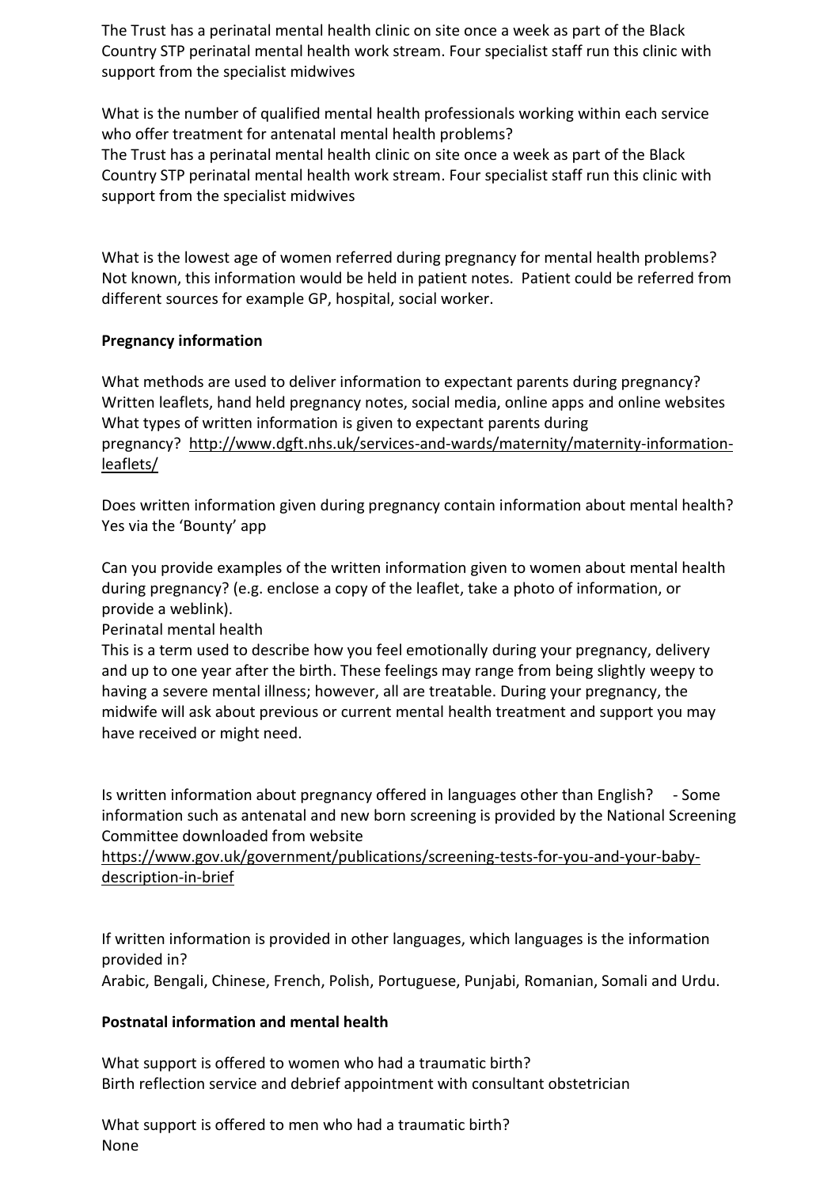The Trust has a perinatal mental health clinic on site once a week as part of the Black Country STP perinatal mental health work stream. Four specialist staff run this clinic with support from the specialist midwives

What is the number of qualified mental health professionals working within each service who offer treatment for antenatal mental health problems?
The Trust has a perinatal mental health clinic on site once a week as part of the Black Country STP perinatal mental health work stream. Four specialist staff run this clinic with support from the specialist midwives

What is the lowest age of women referred during pregnancy for mental health problems?
Not known, this information would be held in patient notes. Patient could be referred from different sources for example GP, hospital, social worker.

**Pregnancy information**

What methods are used to deliver information to expectant parents during pregnancy?
Written leaflets, hand held pregnancy notes, social media, online apps and online websites
What types of written information is given to expectant parents during pregnancy? http://www.dgft.nhs.uk/services-and-wards/maternity/maternity-information-leaflets/

Does written information given during pregnancy contain information about mental health?
Yes via the 'Bounty' app

Can you provide examples of the written information given to women about mental health during pregnancy? (e.g. enclose a copy of the leaflet, take a photo of information, or provide a weblink).
Perinatal mental health
This is a term used to describe how you feel emotionally during your pregnancy, delivery and up to one year after the birth. These feelings may range from being slightly weepy to having a severe mental illness; however, all are treatable. During your pregnancy, the midwife will ask about previous or current mental health treatment and support you may have received or might need.

Is written information about pregnancy offered in languages other than English? - Some information such as antenatal and new born screening is provided by the National Screening Committee downloaded from website
https://www.gov.uk/government/publications/screening-tests-for-you-and-your-baby-description-in-brief

If written information is provided in other languages, which languages is the information provided in?
Arabic, Bengali, Chinese, French, Polish, Portuguese, Punjabi, Romanian, Somali and Urdu.

**Postnatal information and mental health**

What support is offered to women who had a traumatic birth?
Birth reflection service and debrief appointment with consultant obstetrician

What support is offered to men who had a traumatic birth?
None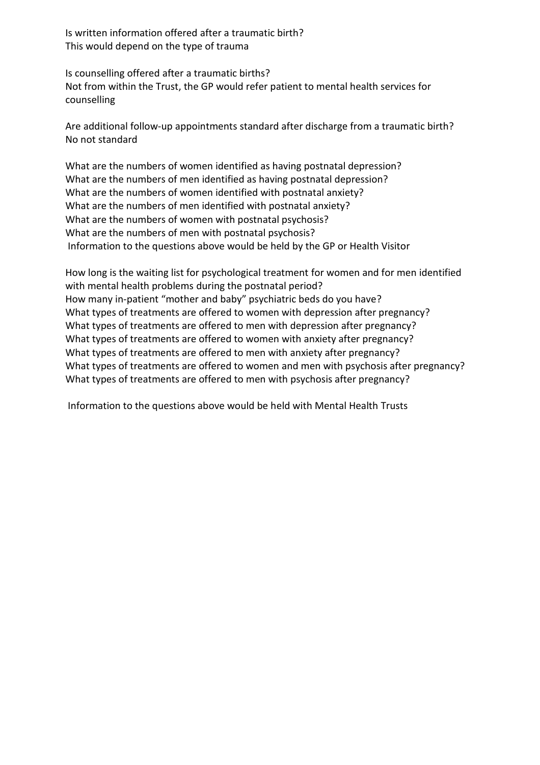Is written information offered after a traumatic birth?
This would depend on the type of trauma

Is counselling offered after a traumatic births?
Not from within the Trust, the GP would refer patient to mental health services for counselling

Are additional follow-up appointments standard after discharge from a traumatic birth?
No not standard

What are the numbers of women identified as having postnatal depression?
What are the numbers of men identified as having postnatal depression?
What are the numbers of women identified with postnatal anxiety?
What are the numbers of men identified with postnatal anxiety?
What are the numbers of women with postnatal psychosis?
What are the numbers of men with postnatal psychosis?
Information to the questions above would be held by the GP or Health Visitor

How long is the waiting list for psychological treatment for women and for men identified with mental health problems during the postnatal period?
How many in-patient "mother and baby" psychiatric beds do you have?
What types of treatments are offered to women with depression after pregnancy?
What types of treatments are offered to men with depression after pregnancy?
What types of treatments are offered to women with anxiety after pregnancy?
What types of treatments are offered to men with anxiety after pregnancy?
What types of treatments are offered to women and men with psychosis after pregnancy?
What types of treatments are offered to men with psychosis after pregnancy?

Information to the questions above would be held with Mental Health Trusts